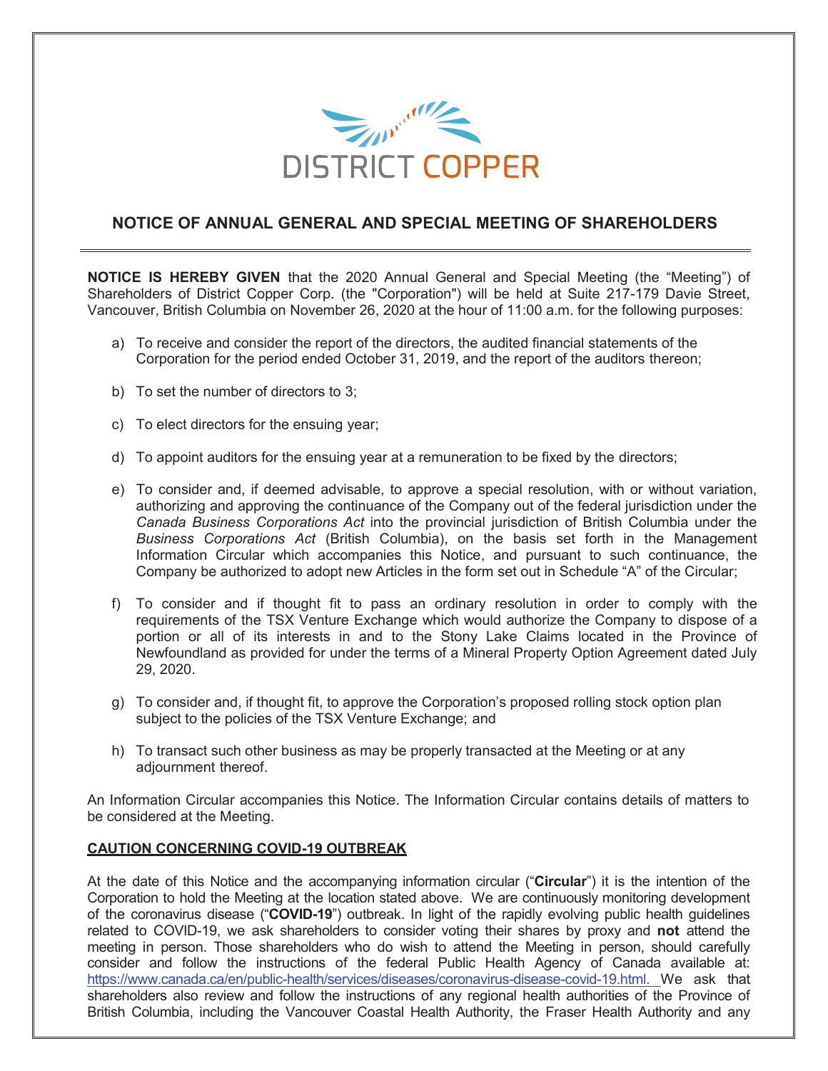DISTRICT COPPER

# NOTICE OF ANNUAL GENERAL AND SPECIAL MEETING OF SHAREHOLDERS

**NOTICE IS HEREBY GIVEN** that the 2020 Annual General and Special Meeting (the "Meeting") of Shareholders of District Copper Corp. (the "Corporation") will be held at Suite 217-179 Davie Street, Vancouver, British Columbia on November 26, 2020 at the hour of 11:00 a.m. for the following purposes:

a) To receive and consider the report of the directors, the audited financial statements of the Corporation for the period ended October 31, 2019, and the report of the auditors thereon;

b) To set the number of directors to 3;

c) To elect directors for the ensuing year;

d) To appoint auditors for the ensuing year at a remuneration to be fixed by the directors;

e) To consider and, if deemed advisable, to approve a special resolution, with or without variation, authorizing and approving the continuance of the Company out of the federal jurisdiction under the *Canada Business Corporations Act* into the provincial jurisdiction of British Columbia under the *Business Corporations Act* (British Columbia), on the basis set forth in the Management Information Circular which accompanies this Notice, and pursuant to such continuance, the Company be authorized to adopt new Articles in the form set out in Schedule "A" of the Circular;

f) To consider and if thought fit to pass an ordinary resolution in order to comply with the requirements of the TSX Venture Exchange which would authorize the Company to dispose of a portion or all of its interests in and to the Stony Lake Claims located in the Province of Newfoundland as provided for under the terms of a Mineral Property Option Agreement dated July 29, 2020.

g) To consider and, if thought fit, to approve the Corporation's proposed rolling stock option plan subject to the policies of the TSX Venture Exchange; and

h) To transact such other business as may be properly transacted at the Meeting or at any adjournment thereof.

An Information Circular accompanies this Notice. The Information Circular contains details of matters to be considered at the Meeting.

**CAUTION CONCERNING COVID-19 OUTBREAK**

At the date of this Notice and the accompanying information circular ("**Circular**") it is the intention of the Corporation to hold the Meeting at the location stated above. We are continuously monitoring development of the coronavirus disease ("**COVID-19**") outbreak. In light of the rapidly evolving public health guidelines related to COVID-19, we ask shareholders to consider voting their shares by proxy and **not** attend the meeting in person. Those shareholders who do wish to attend the Meeting in person, should carefully consider and follow the instructions of the federal Public Health Agency of Canada available at: https://www.canada.ca/en/public-health/services/diseases/coronavirus-disease-covid-19.html. We ask that shareholders also review and follow the instructions of any regional health authorities of the Province of British Columbia, including the Vancouver Coastal Health Authority, the Fraser Health Authority and any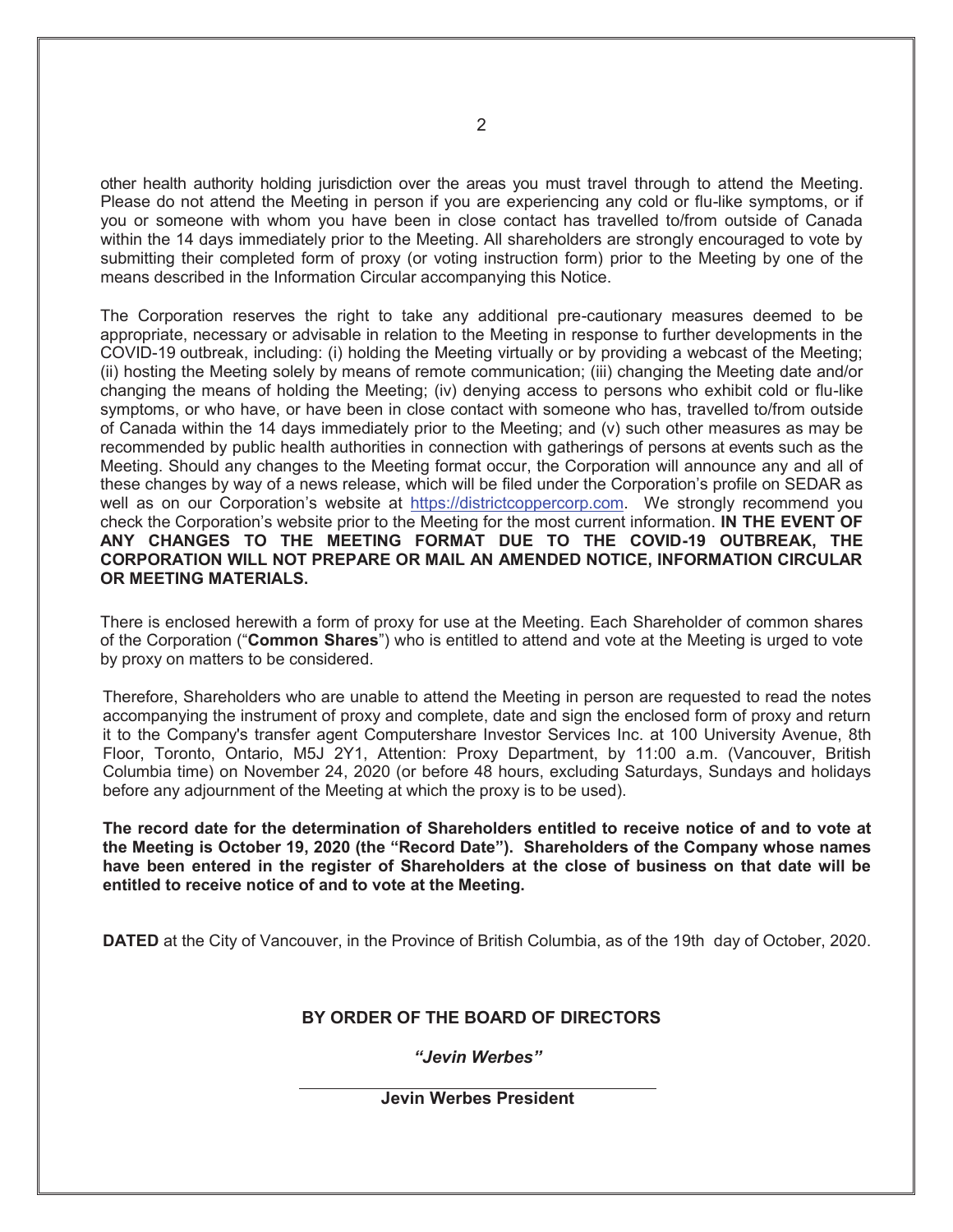other health authority holding jurisdiction over the areas you must travel through to attend the Meeting. Please do not attend the Meeting in person if you are experiencing any cold or flu-like symptoms, or if you or someone with whom you have been in close contact has travelled to/from outside of Canada within the 14 days immediately prior to the Meeting. All shareholders are strongly encouraged to vote by submitting their completed form of proxy (or voting instruction form) prior to the Meeting by one of the means described in the Information Circular accompanying this Notice.

The Corporation reserves the right to take any additional pre-cautionary measures deemed to be appropriate, necessary or advisable in relation to the Meeting in response to further developments in the COVID-19 outbreak, including: (i) holding the Meeting virtually or by providing a webcast of the Meeting; (ii) hosting the Meeting solely by means of remote communication; (iii) changing the Meeting date and/or changing the means of holding the Meeting; (iv) denying access to persons who exhibit cold or flu-like symptoms, or who have, or have been in close contact with someone who has, travelled to/from outside of Canada within the 14 days immediately prior to the Meeting; and (v) such other measures as may be recommended by public health authorities in connection with gatherings of persons at events such as the Meeting. Should any changes to the Meeting format occur, the Corporation will announce any and all of these changes by way of a news release, which will be filed under the Corporation's profile on SEDAR as well as on our Corporation's website at https://districtcoppercorp.com. We strongly recommend you check the Corporation's website prior to the Meeting for the most current information. **IN THE EVENT OF ANY CHANGES TO THE MEETING FORMAT DUE TO THE COVID-19 OUTBREAK, THE CORPORATION WILL NOT PREPARE OR MAIL AN AMENDED NOTICE, INFORMATION CIRCULAR OR MEETING MATERIALS.**

There is enclosed herewith a form of proxy for use at the Meeting. Each Shareholder of common shares of the Corporation ("**Common Shares**") who is entitled to attend and vote at the Meeting is urged to vote by proxy on matters to be considered.

Therefore, Shareholders who are unable to attend the Meeting in person are requested to read the notes accompanying the instrument of proxy and complete, date and sign the enclosed form of proxy and return it to the Company's transfer agent Computershare Investor Services Inc. at 100 University Avenue, 8th Floor, Toronto, Ontario, M5J 2Y1, Attention: Proxy Department, by 11:00 a.m. (Vancouver, British Columbia time) on November 24, 2020 (or before 48 hours, excluding Saturdays, Sundays and holidays before any adjournment of the Meeting at which the proxy is to be used).

**The record date for the determination of Shareholders entitled to receive notice of and to vote at the Meeting is October 19, 2020 (the "Record Date"). Shareholders of the Company whose names have been entered in the register of Shareholders at the close of business on that date will be entitled to receive notice of and to vote at the Meeting.**

**DATED** at the City of Vancouver, in the Province of British Columbia, as of the 19th day of October, 2020.

**BY ORDER OF THE BOARD OF DIRECTORS**

***"Jevin Werbes"***

**Jevin Werbes President**